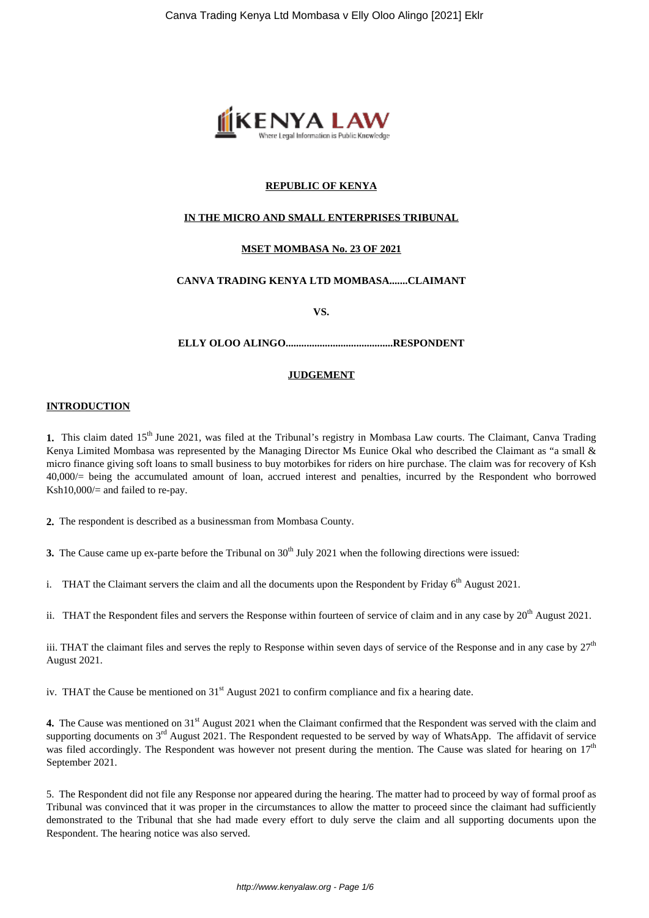**REPUBLIC OF KENYA**

**IN THE MICRO AND SMALL ENTERPRISES TRIBUNAL**

**MSET MOMBASA No. 23 OF 2021**

**CANVA TRADING KENYA LTD MOMBASA.......CLAIMANT**

**VS.**

**ELLY OLOO ALINGO.........................................RESPONDENT**

**JUDGEMENT**

**INTRODUCTION**

**1.** This claim dated 15th June 2021, was filed at the Tribunal's registry in Mombasa Law courts. The Claimant, Canva Trading Kenya Limited Mombasa was represented by the Managing Director Ms Eunice Okal who described the Claimant as "a small & micro finance giving soft loans to small business to buy motorbikes for riders on hire purchase. The claim was for recovery of Ksh 40,000/= being the accumulated amount of loan, accrued interest and penalties, incurred by the Respondent who borrowed Ksh10,000/= and failed to re-pay.

**2.** The respondent is described as a businessman from Mombasa County.

**3.** The Cause came up ex-parte before the Tribunal on 30th July 2021 when the following directions were issued:

i. THAT the Claimant servers the claim and all the documents upon the Respondent by Friday 6th August 2021.

ii. THAT the Respondent files and servers the Response within fourteen of service of claim and in any case by 20th August 2021.

iii. THAT the claimant files and serves the reply to Response within seven days of service of the Response and in any case by 27th August 2021.

iv. THAT the Cause be mentioned on 31st August 2021 to confirm compliance and fix a hearing date.

**4.** The Cause was mentioned on 31st August 2021 when the Claimant confirmed that the Respondent was served with the claim and supporting documents on 3rd August 2021. The Respondent requested to be served by way of WhatsApp. The affidavit of service was filed accordingly. The Respondent was however not present during the mention. The Cause was slated for hearing on 17th September 2021.

5. The Respondent did not file any Response nor appeared during the hearing. The matter had to proceed by way of formal proof as Tribunal was convinced that it was proper in the circumstances to allow the matter to proceed since the claimant had sufficiently demonstrated to the Tribunal that she had made every effort to duly serve the claim and all supporting documents upon the Respondent. The hearing notice was also served.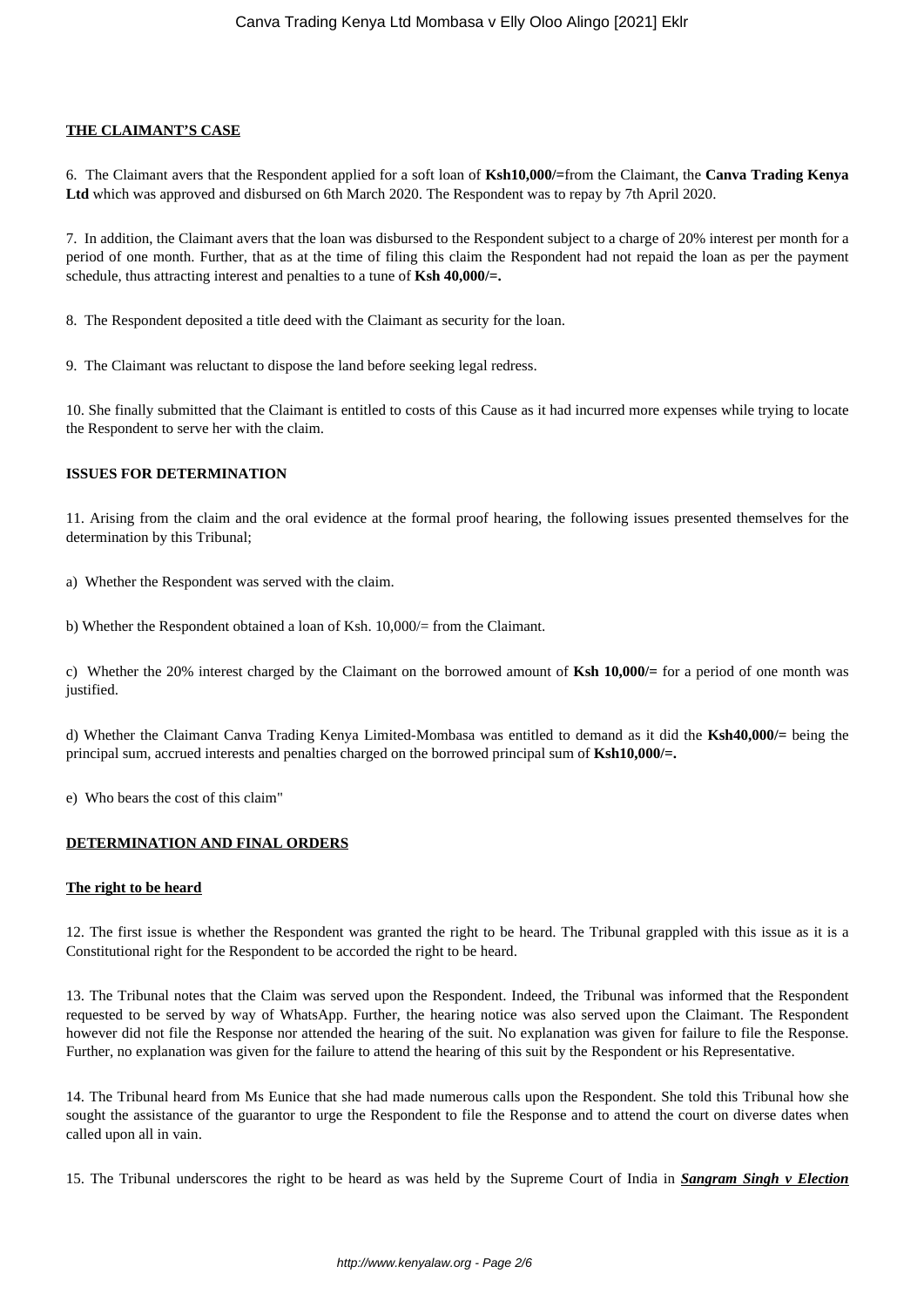## THE CLAIMANT'S CASE

6. The Claimant avers that the Respondent applied for a soft loan of **Ksh10,000/=**from the Claimant, the **Canva Trading Kenya Ltd** which was approved and disbursed on 6th March 2020. The Respondent was to repay by 7th April 2020.

7. In addition, the Claimant avers that the loan was disbursed to the Respondent subject to a charge of 20% interest per month for a period of one month. Further, that as at the time of filing this claim the Respondent had not repaid the loan as per the payment schedule, thus attracting interest and penalties to a tune of **Ksh 40,000/=.**

8. The Respondent deposited a title deed with the Claimant as security for the loan.

9. The Claimant was reluctant to dispose the land before seeking legal redress.

10. She finally submitted that the Claimant is entitled to costs of this Cause as it had incurred more expenses while trying to locate the Respondent to serve her with the claim.

### ISSUES FOR DETERMINATION

11. Arising from the claim and the oral evidence at the formal proof hearing, the following issues presented themselves for the determination by this Tribunal;

a) Whether the Respondent was served with the claim.

b) Whether the Respondent obtained a loan of Ksh. 10,000/= from the Claimant.

c) Whether the 20% interest charged by the Claimant on the borrowed amount of **Ksh 10,000/=** for a period of one month was justified.

d) Whether the Claimant Canva Trading Kenya Limited-Mombasa was entitled to demand as it did the **Ksh40,000/=** being the principal sum, accrued interests and penalties charged on the borrowed principal sum of **Ksh10,000/=.**

e) Who bears the cost of this claim"

## DETERMINATION AND FINAL ORDERS

### The right to be heard

12. The first issue is whether the Respondent was granted the right to be heard. The Tribunal grappled with this issue as it is a Constitutional right for the Respondent to be accorded the right to be heard.

13. The Tribunal notes that the Claim was served upon the Respondent. Indeed, the Tribunal was informed that the Respondent requested to be served by way of WhatsApp. Further, the hearing notice was also served upon the Claimant. The Respondent however did not file the Response nor attended the hearing of the suit. No explanation was given for failure to file the Response. Further, no explanation was given for the failure to attend the hearing of this suit by the Respondent or his Representative.

14. The Tribunal heard from Ms Eunice that she had made numerous calls upon the Respondent. She told this Tribunal how she sought the assistance of the guarantor to urge the Respondent to file the Response and to attend the court on diverse dates when called upon all in vain.

15. The Tribunal underscores the right to be heard as was held by the Supreme Court of India in ***Sangram Singh v Election***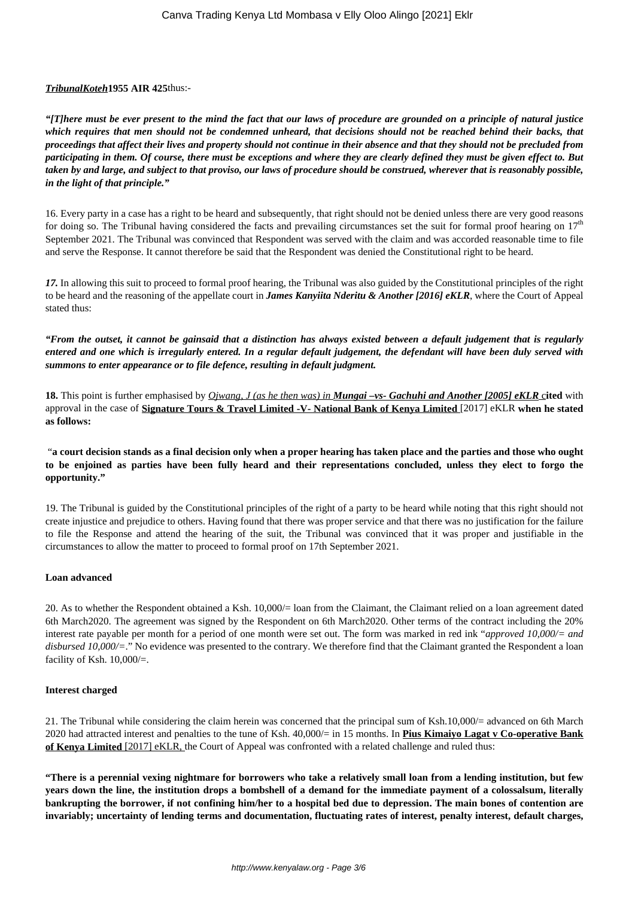***TribunalKoteh*1955 AIR 425**thus:-

***"[T]here must be ever present to the mind the fact that our laws of procedure are grounded on a principle of natural justice which requires that men should not be condemned unheard, that decisions should not be reached behind their backs, that proceedings that affect their lives and property should not continue in their absence and that they should not be precluded from participating in them. Of course, there must be exceptions and where they are clearly defined they must be given effect to. But taken by and large, and subject to that proviso, our laws of procedure should be construed, wherever that is reasonably possible, in the light of that principle."***

16. Every party in a case has a right to be heard and subsequently, that right should not be denied unless there are very good reasons for doing so. The Tribunal having considered the facts and prevailing circumstances set the suit for formal proof hearing on 17th September 2021. The Tribunal was convinced that Respondent was served with the claim and was accorded reasonable time to file and serve the Response. It cannot therefore be said that the Respondent was denied the Constitutional right to be heard.

***17.*** In allowing this suit to proceed to formal proof hearing, the Tribunal was also guided by the Constitutional principles of the right to be heard and the reasoning of the appellate court in ***James Kanyiita Nderitu & Another [2016] eKLR***, where the Court of Appeal stated thus:

***"From the outset, it cannot be gainsaid that a distinction has always existed between a default judgement that is regularly entered and one which is irregularly entered. In a regular default judgement, the defendant will have been duly served with summons to enter appearance or to file defence, resulting in default judgment.***

**18.** This point is further emphasised by *Ojwang, J (as he then was) in* ***Mungai –vs- Gachuhi and Another [2005] eKLR*** **cited** with approval in the case of **Signature Tours & Travel Limited -V- National Bank of Kenya Limited** [2017] eKLR **when he stated as follows:**

"**a court decision stands as a final decision only when a proper hearing has taken place and the parties and those who ought to be enjoined as parties have been fully heard and their representations concluded, unless they elect to forgo the opportunity."**

19. The Tribunal is guided by the Constitutional principles of the right of a party to be heard while noting that this right should not create injustice and prejudice to others. Having found that there was proper service and that there was no justification for the failure to file the Response and attend the hearing of the suit, the Tribunal was convinced that it was proper and justifiable in the circumstances to allow the matter to proceed to formal proof on 17th September 2021.

**Loan advanced**

20. As to whether the Respondent obtained a Ksh. 10,000/= loan from the Claimant, the Claimant relied on a loan agreement dated 6th March2020. The agreement was signed by the Respondent on 6th March2020. Other terms of the contract including the 20% interest rate payable per month for a period of one month were set out. The form was marked in red ink "*approved 10,000/= and disbursed 10,000/=*." No evidence was presented to the contrary. We therefore find that the Claimant granted the Respondent a loan facility of Ksh. 10,000/=.

**Interest charged**

21. The Tribunal while considering the claim herein was concerned that the principal sum of Ksh.10,000/= advanced on 6th March 2020 had attracted interest and penalties to the tune of Ksh. 40,000/= in 15 months. In **Pius Kimaiyo Lagat v Co-operative Bank of Kenya Limited** [2017] eKLR, the Court of Appeal was confronted with a related challenge and ruled thus:

**"There is a perennial vexing nightmare for borrowers who take a relatively small loan from a lending institution, but few years down the line, the institution drops a bombshell of a demand for the immediate payment of a colossalsum, literally bankrupting the borrower, if not confining him/her to a hospital bed due to depression. The main bones of contention are invariably; uncertainty of lending terms and documentation, fluctuating rates of interest, penalty interest, default charges,**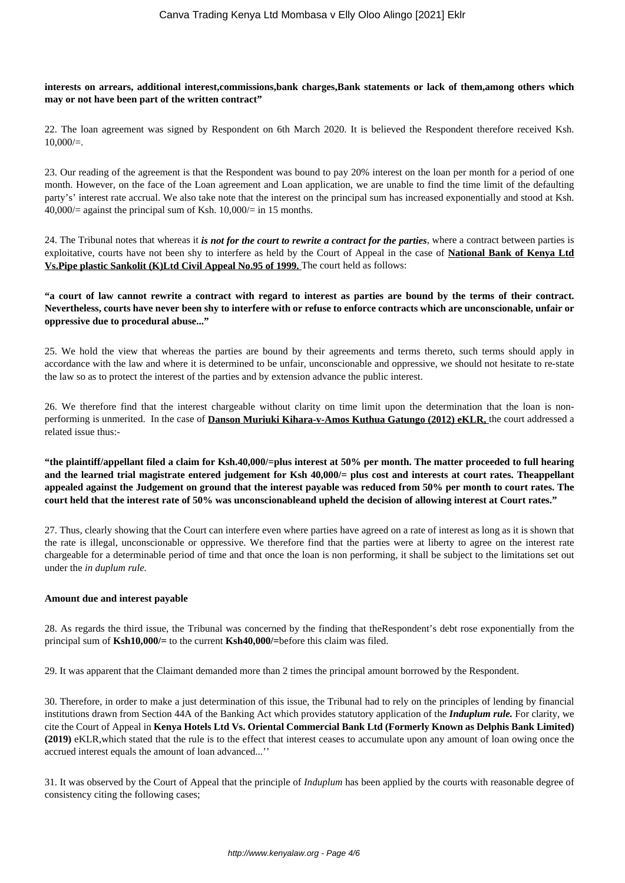**interests on arrears, additional interest,commissions,bank charges,Bank statements or lack of them,among others which may or not have been part of the written contract"**

22. The loan agreement was signed by Respondent on 6th March 2020. It is believed the Respondent therefore received Ksh. 10,000/=.

23. Our reading of the agreement is that the Respondent was bound to pay 20% interest on the loan per month for a period of one month. However, on the face of the Loan agreement and Loan application, we are unable to find the time limit of the defaulting party's' interest rate accrual. We also take note that the interest on the principal sum has increased exponentially and stood at Ksh. 40,000/= against the principal sum of Ksh. 10,000/= in 15 months.

24. The Tribunal notes that whereas it ***is not for the court to rewrite a contract for the parties***, where a contract between parties is exploitative, courts have not been shy to interfere as held by the Court of Appeal in the case of **National Bank of Kenya Ltd Vs.Pipe plastic Sankolit (K)Ltd Civil Appeal No.95 of 1999.** The court held as follows:

**"a court of law cannot rewrite a contract with regard to interest as parties are bound by the terms of their contract. Nevertheless, courts have never been shy to interfere with or refuse to enforce contracts which are unconscionable, unfair or oppressive due to procedural abuse..."**

25. We hold the view that whereas the parties are bound by their agreements and terms thereto, such terms should apply in accordance with the law and where it is determined to be unfair, unconscionable and oppressive, we should not hesitate to re-state the law so as to protect the interest of the parties and by extension advance the public interest.

26. We therefore find that the interest chargeable without clarity on time limit upon the determination that the loan is non-performing is unmerited. In the case of **Danson Muriuki Kihara-v-Amos Kuthua Gatungo (2012) eKLR,** the court addressed a related issue thus:-

**"the plaintiff/appellant filed a claim for Ksh.40,000/=plus interest at 50% per month. The matter proceeded to full hearing and the learned trial magistrate entered judgement for Ksh 40,000/= plus cost and interests at court rates. Theappellant appealed against the Judgement on ground that the interest payable was reduced from 50% per month to court rates. The court held that the interest rate of 50% was unconscionableand upheld the decision of allowing interest at Court rates."**

27. Thus, clearly showing that the Court can interfere even where parties have agreed on a rate of interest as long as it is shown that the rate is illegal, unconscionable or oppressive. We therefore find that the parties were at liberty to agree on the interest rate chargeable for a determinable period of time and that once the loan is non performing, it shall be subject to the limitations set out under the *in duplum rule.*

**Amount due and interest payable**

28. As regards the third issue, the Tribunal was concerned by the finding that theRespondent's debt rose exponentially from the principal sum of **Ksh10,000/=** to the current **Ksh40,000/=**before this claim was filed.

29. It was apparent that the Claimant demanded more than 2 times the principal amount borrowed by the Respondent.

30. Therefore, in order to make a just determination of this issue, the Tribunal had to rely on the principles of lending by financial institutions drawn from Section 44A of the Banking Act which provides statutory application of the ***Induplum rule.*** For clarity, we cite the Court of Appeal in **Kenya Hotels Ltd Vs. Oriental Commercial Bank Ltd (Formerly Known as Delphis Bank Limited) (2019)** eKLR,which stated that the rule is to the effect that interest ceases to accumulate upon any amount of loan owing once the accrued interest equals the amount of loan advanced...''

31. It was observed by the Court of Appeal that the principle of *Induplum* has been applied by the courts with reasonable degree of consistency citing the following cases;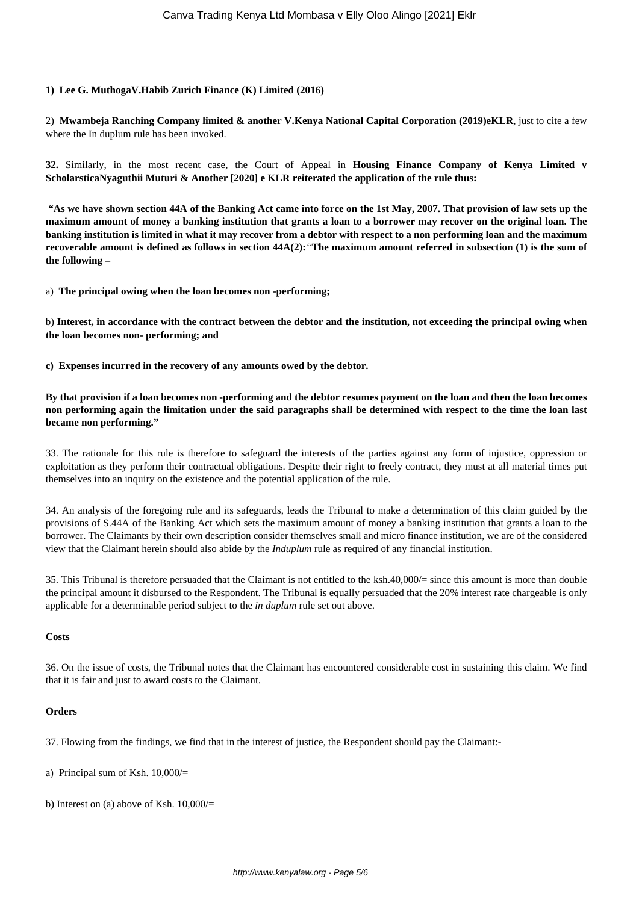**1) Lee G. MuthogaV.Habib Zurich Finance (K) Limited (2016)**

2) **Mwambeja Ranching Company limited & another V.Kenya National Capital Corporation (2019)eKLR**, just to cite a few where the In duplum rule has been invoked.

**32.** Similarly, in the most recent case, the Court of Appeal in **Housing Finance Company of Kenya Limited v ScholarsticaNyaguthii Muturi & Another [2020] e KLR reiterated the application of the rule thus:**

**"As we have shown section 44A of the Banking Act came into force on the 1st May, 2007. That provision of law sets up the maximum amount of money a banking institution that grants a loan to a borrower may recover on the original loan. The banking institution is limited in what it may recover from a debtor with respect to a non performing loan and the maximum recoverable amount is defined as follows in section 44A(2):**"**The maximum amount referred in subsection (1) is the sum of the following –**

a) **The principal owing when the loan becomes non -performing;**

b) **Interest, in accordance with the contract between the debtor and the institution, not exceeding the principal owing when the loan becomes non- performing; and**

**c) Expenses incurred in the recovery of any amounts owed by the debtor.**

**By that provision if a loan becomes non -performing and the debtor resumes payment on the loan and then the loan becomes non performing again the limitation under the said paragraphs shall be determined with respect to the time the loan last became non performing."**

33. The rationale for this rule is therefore to safeguard the interests of the parties against any form of injustice, oppression or exploitation as they perform their contractual obligations. Despite their right to freely contract, they must at all material times put themselves into an inquiry on the existence and the potential application of the rule.

34. An analysis of the foregoing rule and its safeguards, leads the Tribunal to make a determination of this claim guided by the provisions of S.44A of the Banking Act which sets the maximum amount of money a banking institution that grants a loan to the borrower. The Claimants by their own description consider themselves small and micro finance institution, we are of the considered view that the Claimant herein should also abide by the *Induplum* rule as required of any financial institution.

35. This Tribunal is therefore persuaded that the Claimant is not entitled to the ksh.40,000/= since this amount is more than double the principal amount it disbursed to the Respondent. The Tribunal is equally persuaded that the 20% interest rate chargeable is only applicable for a determinable period subject to the *in duplum* rule set out above.

**Costs**

36. On the issue of costs, the Tribunal notes that the Claimant has encountered considerable cost in sustaining this claim. We find that it is fair and just to award costs to the Claimant.

**Orders**

37. Flowing from the findings, we find that in the interest of justice, the Respondent should pay the Claimant:-

a) Principal sum of Ksh. 10,000/=

b) Interest on (a) above of Ksh. 10,000/=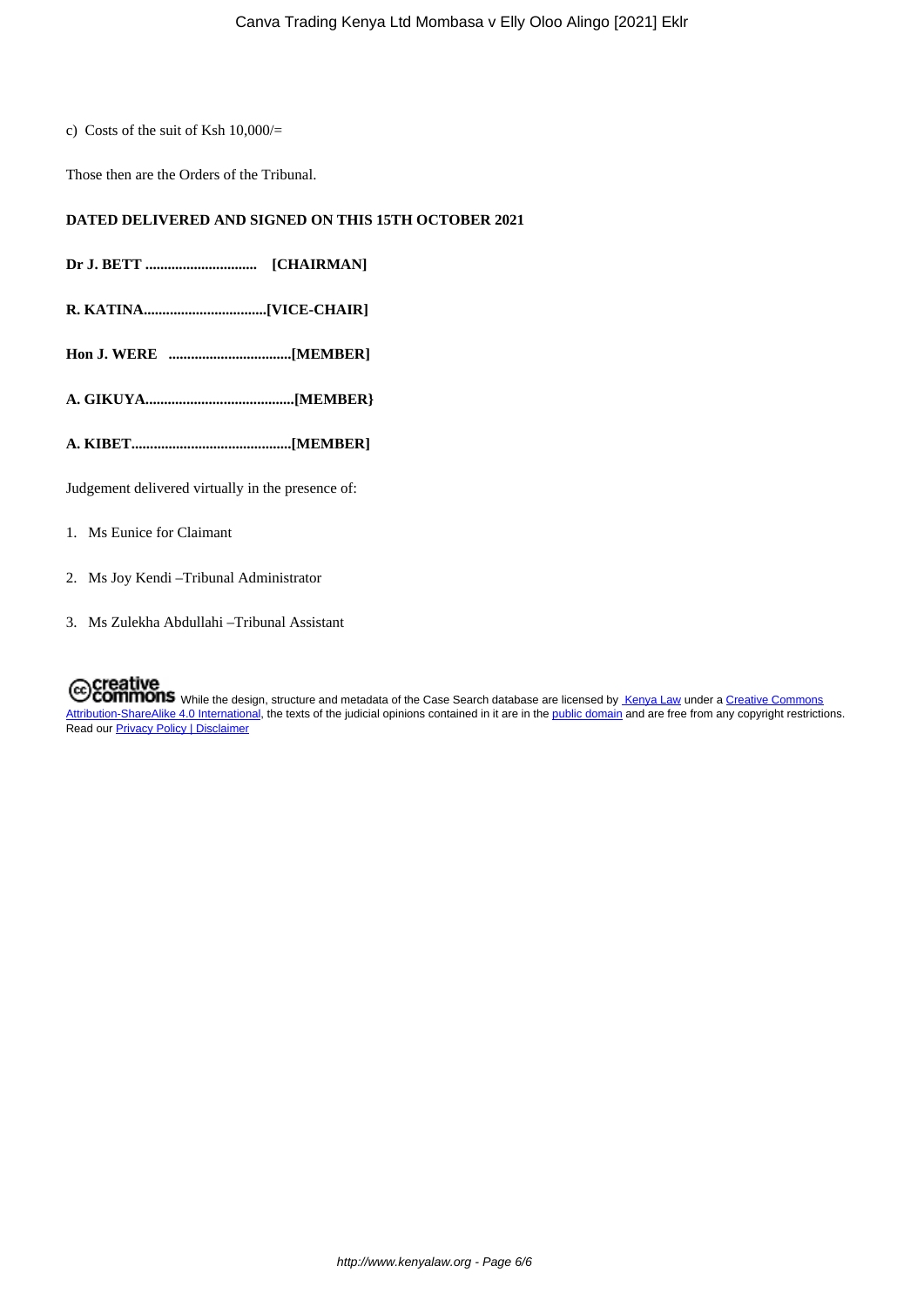c) Costs of the suit of Ksh 10,000/=

Those then are the Orders of the Tribunal.

**DATED DELIVERED AND SIGNED ON THIS 15TH OCTOBER 2021**

**Dr J. BETT .............................. [CHAIRMAN]**

**R. KATINA.................................[VICE-CHAIR]**

**Hon J. WERE .................................[MEMBER]**

**A. GIKUYA........................................[MEMBER}**

**A. KIBET...........................................[MEMBER]**

Judgement delivered virtually in the presence of:

1. Ms Eunice for Claimant
2. Ms Joy Kendi –Tribunal Administrator
3. Ms Zulekha Abdullahi –Tribunal Assistant

While the design, structure and metadata of the Case Search database are licensed by Kenya Law under a Creative Commons Attribution-ShareAlike 4.0 International, the texts of the judicial opinions contained in it are in the public domain and are free from any copyright restrictions. Read our Privacy Policy | Disclaimer